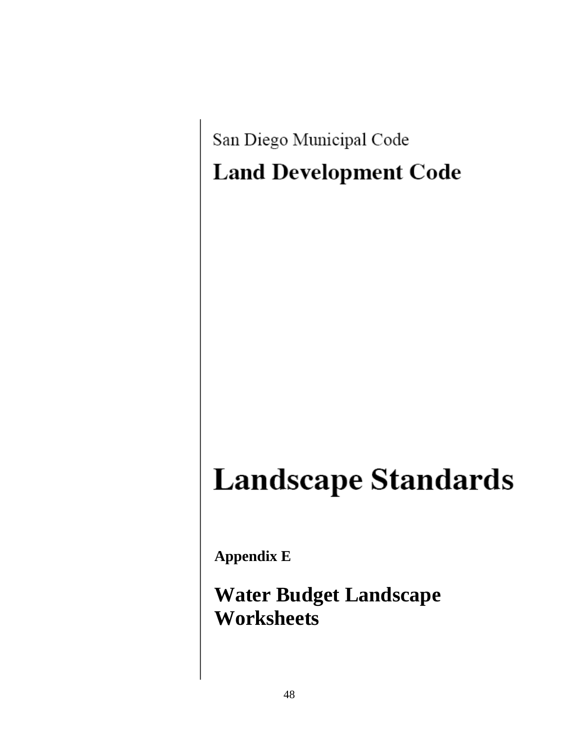San Diego Municipal Code

# Land Development Code

# Landscape Standards

**Appendix E**

## Water Budget Landscape Worksheets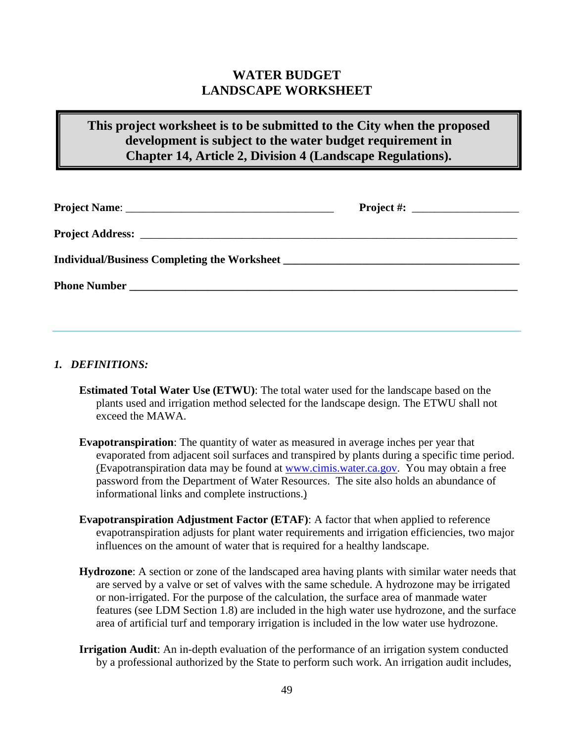# WATER BUDGET
# LANDSCAPE WORKSHEET

**This project worksheet is to be submitted to the City when the proposed development is subject to the water budget requirement in Chapter 14, Article 2, Division 4 (Landscape Regulations).**

**Project Name**: ______________________________________ **Project #:** ___________________

**Project Address:** _____________________________________________________________________

**Individual/Business Completing the Worksheet** ___________________________________________

**Phone Number** _______________________________________________________________________

---

### *1. DEFINITIONS:*

**Estimated Total Water Use (ETWU)**: The total water used for the landscape based on the plants used and irrigation method selected for the landscape design. The ETWU shall not exceed the MAWA.

**Evapotranspiration**: The quantity of water as measured in average inches per year that evaporated from adjacent soil surfaces and transpired by plants during a specific time period. (Evapotranspiration data may be found at www.cimis.water.ca.gov. You may obtain a free password from the Department of Water Resources. The site also holds an abundance of informational links and complete instructions.)

**Evapotranspiration Adjustment Factor (ETAF)**: A factor that when applied to reference evapotranspiration adjusts for plant water requirements and irrigation efficiencies, two major influences on the amount of water that is required for a healthy landscape.

**Hydrozone**: A section or zone of the landscaped area having plants with similar water needs that are served by a valve or set of valves with the same schedule. A hydrozone may be irrigated or non-irrigated. For the purpose of the calculation, the surface area of manmade water features (see LDM Section 1.8) are included in the high water use hydrozone, and the surface area of artificial turf and temporary irrigation is included in the low water use hydrozone.

**Irrigation Audit**: An in-depth evaluation of the performance of an irrigation system conducted by a professional authorized by the State to perform such work. An irrigation audit includes,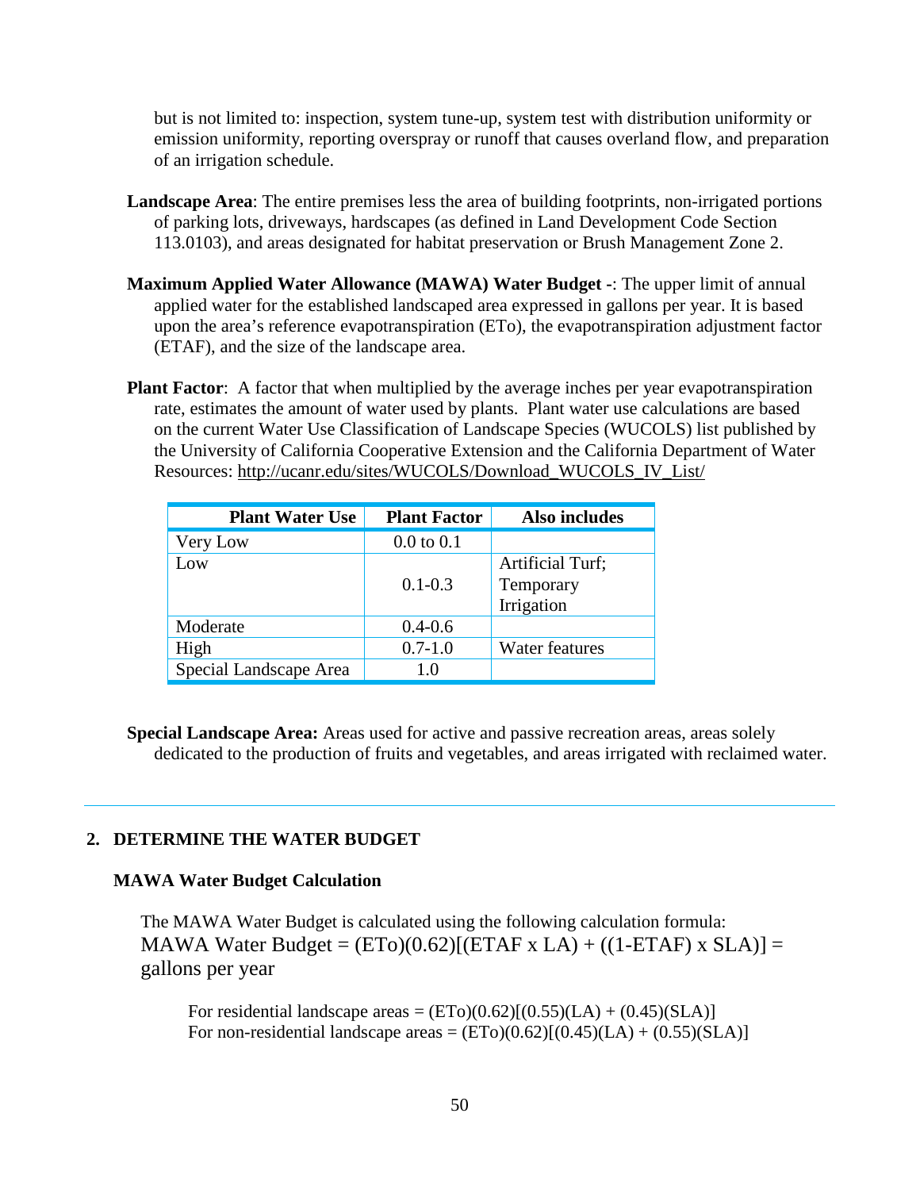but is not limited to: inspection, system tune-up, system test with distribution uniformity or emission uniformity, reporting overspray or runoff that causes overland flow, and preparation of an irrigation schedule.

**Landscape Area**: The entire premises less the area of building footprints, non-irrigated portions of parking lots, driveways, hardscapes (as defined in Land Development Code Section 113.0103), and areas designated for habitat preservation or Brush Management Zone 2.

**Maximum Applied Water Allowance (MAWA) Water Budget -**: The upper limit of annual applied water for the established landscaped area expressed in gallons per year. It is based upon the area's reference evapotranspiration (ETo), the evapotranspiration adjustment factor (ETAF), and the size of the landscape area.

**Plant Factor**: A factor that when multiplied by the average inches per year evapotranspiration rate, estimates the amount of water used by plants. Plant water use calculations are based on the current Water Use Classification of Landscape Species (WUCOLS) list published by the University of California Cooperative Extension and the California Department of Water Resources: http://ucanr.edu/sites/WUCOLS/Download_WUCOLS_IV_List/

| Plant Water Use | Plant Factor | Also includes |
|---|---|---|
| Very Low | 0.0 to 0.1 | |
| Low | 0.1-0.3 | Artificial Turf; Temporary Irrigation |
| Moderate | 0.4-0.6 | |
| High | 0.7-1.0 | Water features |
| Special Landscape Area | 1.0 | |

**Special Landscape Area:** Areas used for active and passive recreation areas, areas solely dedicated to the production of fruits and vegetables, and areas irrigated with reclaimed water.

---

## 2. DETERMINE THE WATER BUDGET

### MAWA Water Budget Calculation

The MAWA Water Budget is calculated using the following calculation formula:

MAWA Water Budget = (ETo)(0.62)[(ETAF x LA) + ((1-ETAF) x SLA)] = gallons per year

For residential landscape areas = (ETo)(0.62)[(0.55)(LA) + (0.45)(SLA)]
For non-residential landscape areas = (ETo)(0.62)[(0.45)(LA) + (0.55)(SLA)]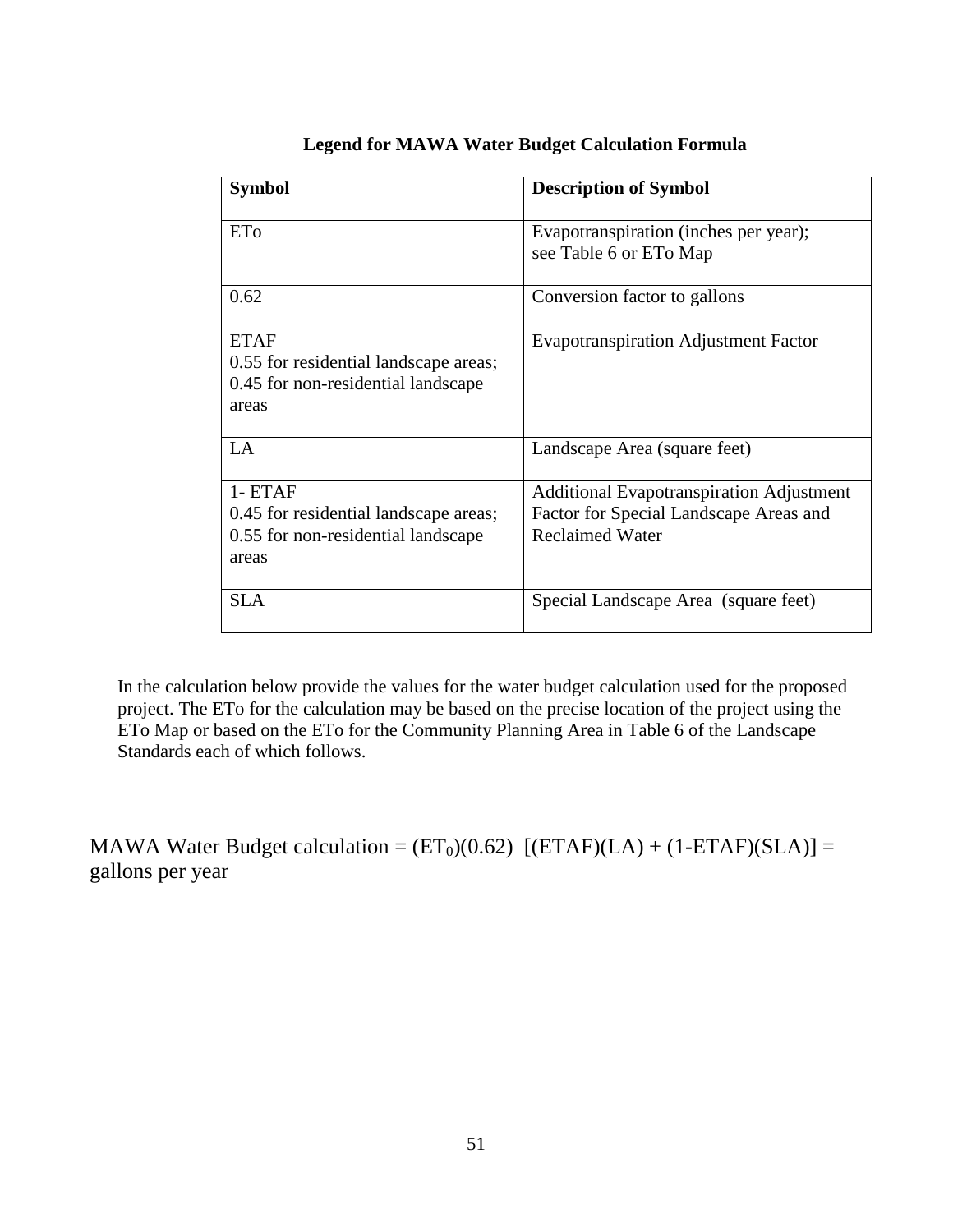**Legend for MAWA Water Budget Calculation Formula**

| Symbol | Description of Symbol |
| --- | --- |
| ETo | Evapotranspiration (inches per year); see Table 6 or ETo Map |
| 0.62 | Conversion factor to gallons |
| ETAF<br>0.55 for residential landscape areas;<br>0.45 for non-residential landscape areas | Evapotranspiration Adjustment Factor |
| LA | Landscape Area (square feet) |
| 1- ETAF<br>0.45 for residential landscape areas;<br>0.55 for non-residential landscape areas | Additional Evapotranspiration Adjustment Factor for Special Landscape Areas and Reclaimed Water |
| SLA | Special Landscape Area (square feet) |

In the calculation below provide the values for the water budget calculation used for the proposed project. The ETo for the calculation may be based on the precise location of the project using the ETo Map or based on the ETo for the Community Planning Area in Table 6 of the Landscape Standards each of which follows.

MAWA Water Budget calculation = $(ET_0)(0.62)$ $[(ETAF)(LA) + (1\text{-}ETAF)(SLA)]$ = gallons per year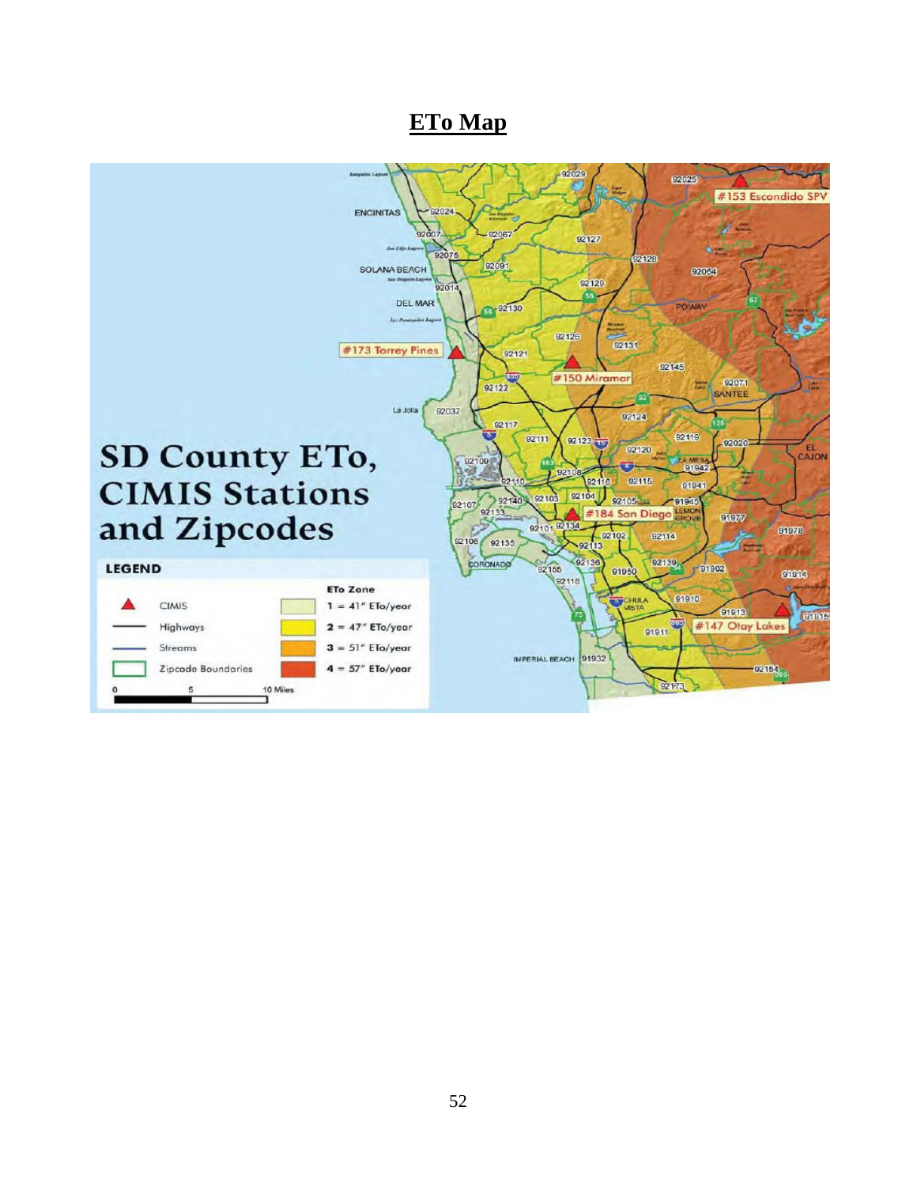# ETo Map

## SD County ETo, CIMIS Stations and Zipcodes

**LEGEND**

- ▲ CIMIS
- Highways
- Streams
- Zipcode Boundaries

**ETo Zone**

- 1 = 41" ETo/year
- 2 = 47" ETo/year
- 3 = 51" ETo/year
- 4 = 57" ETo/year

CIMIS Stations: #153 Escondido SPV, #173 Torrey Pines, #150 Miramar, #184 San Diego, #147 Otay Lakes

Scale: 0 – 5 – 10 Miles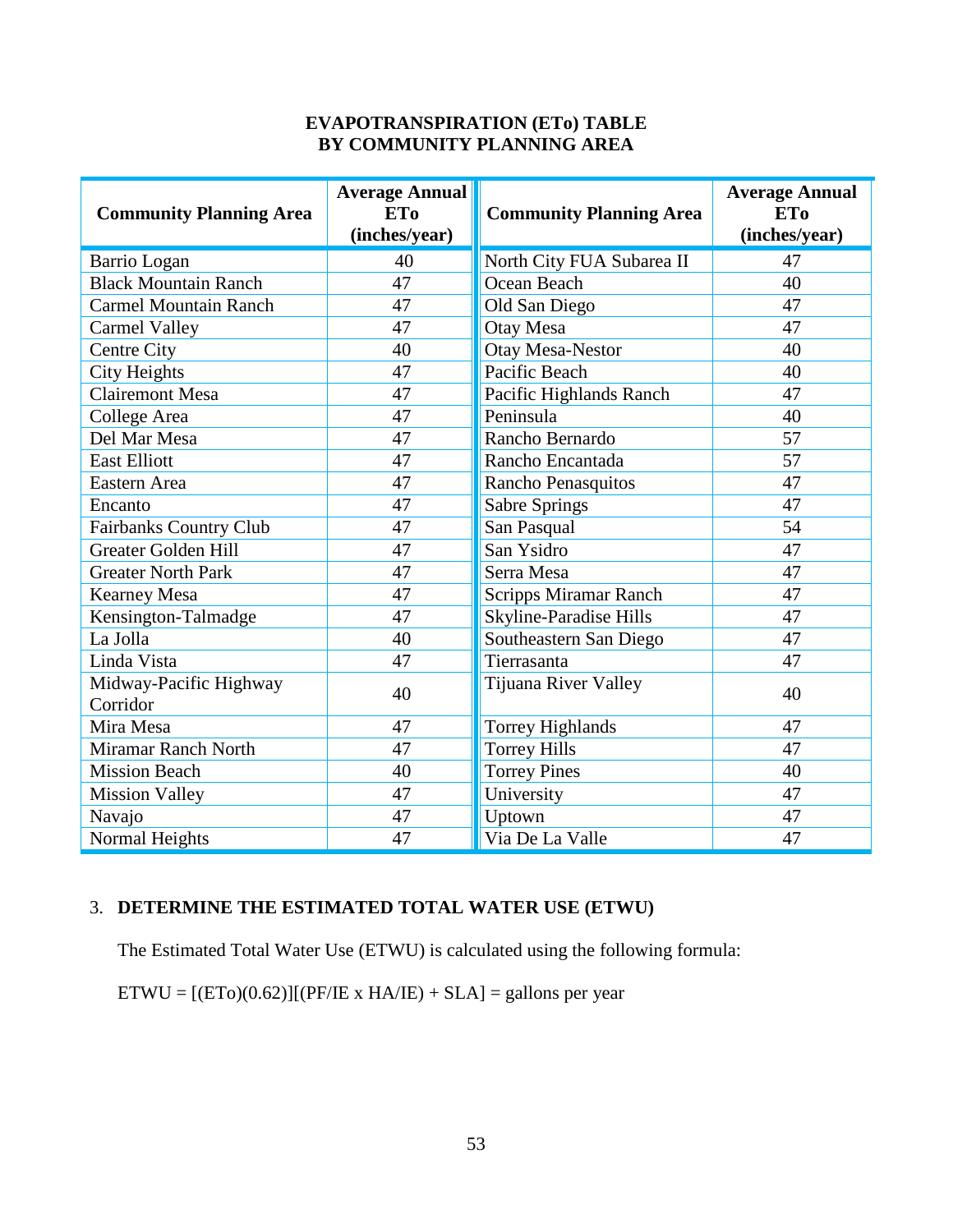**EVAPOTRANSPIRATION (ETo) TABLE**
**BY COMMUNITY PLANNING AREA**

| Community Planning Area | Average Annual ETo (inches/year) | Community Planning Area | Average Annual ETo (inches/year) |
|---|---|---|---|
| Barrio Logan | 40 | North City FUA Subarea II | 47 |
| Black Mountain Ranch | 47 | Ocean Beach | 40 |
| Carmel Mountain Ranch | 47 | Old San Diego | 47 |
| Carmel Valley | 47 | Otay Mesa | 47 |
| Centre City | 40 | Otay Mesa-Nestor | 40 |
| City Heights | 47 | Pacific Beach | 40 |
| Clairemont Mesa | 47 | Pacific Highlands Ranch | 47 |
| College Area | 47 | Peninsula | 40 |
| Del Mar Mesa | 47 | Rancho Bernardo | 57 |
| East Elliott | 47 | Rancho Encantada | 57 |
| Eastern Area | 47 | Rancho Penasquitos | 47 |
| Encanto | 47 | Sabre Springs | 47 |
| Fairbanks Country Club | 47 | San Pasqual | 54 |
| Greater Golden Hill | 47 | San Ysidro | 47 |
| Greater North Park | 47 | Serra Mesa | 47 |
| Kearney Mesa | 47 | Scripps Miramar Ranch | 47 |
| Kensington-Talmadge | 47 | Skyline-Paradise Hills | 47 |
| La Jolla | 40 | Southeastern San Diego | 47 |
| Linda Vista | 47 | Tierrasanta | 47 |
| Midway-Pacific Highway Corridor | 40 | Tijuana River Valley | 40 |
| Mira Mesa | 47 | Torrey Highlands | 47 |
| Miramar Ranch North | 47 | Torrey Hills | 47 |
| Mission Beach | 40 | Torrey Pines | 40 |
| Mission Valley | 47 | University | 47 |
| Navajo | 47 | Uptown | 47 |
| Normal Heights | 47 | Via De La Valle | 47 |

3. **DETERMINE THE ESTIMATED TOTAL WATER USE (ETWU)**

The Estimated Total Water Use (ETWU) is calculated using the following formula:

ETWU = [(ETo)(0.62)][(PF/IE x HA/IE) + SLA] = gallons per year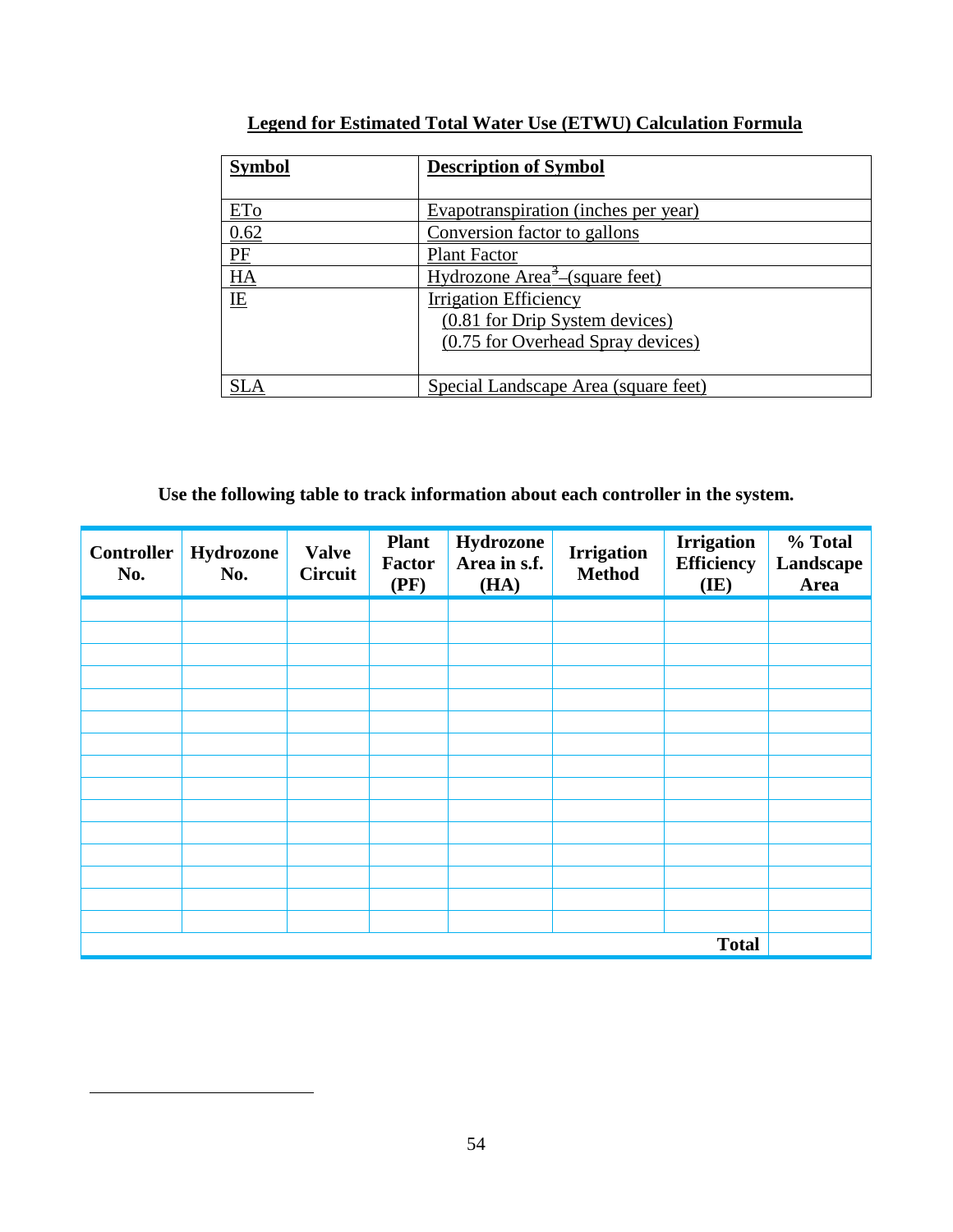## Legend for Estimated Total Water Use (ETWU) Calculation Formula

| Symbol | Description of Symbol |
|---|---|
| ETo | Evapotranspiration (inches per year) |
| 0.62 | Conversion factor to gallons |
| PF | Plant Factor |
| HA | Hydrozone Area[3] (square feet) |
| IE | Irrigation Efficiency<br>(0.81 for Drip System devices)<br>(0.75 for Overhead Spray devices) |
| SLA | Special Landscape Area (square feet) |

**Use the following table to track information about each controller in the system.**

| Controller No. | Hydrozone No. | Valve Circuit | Plant Factor (PF) | Hydrozone Area in s.f. (HA) | Irrigation Method | Irrigation Efficiency (IE) | % Total Landscape Area |
|---|---|---|---|---|---|---|---|
| | | | | | | | |
| | | | | | | | |
| | | | | | | | |
| | | | | | | | |
| | | | | | | | |
| | | | | | | | |
| | | | | | | | |
| | | | | | | | |
| | | | | | | | |
| | | | | | | | |
| | | | | | | | |
| | | | | | | | |
| | | | | | | | |
| | | | | | | | |
| | | | | | | | |
| | | | | | | **Total** | |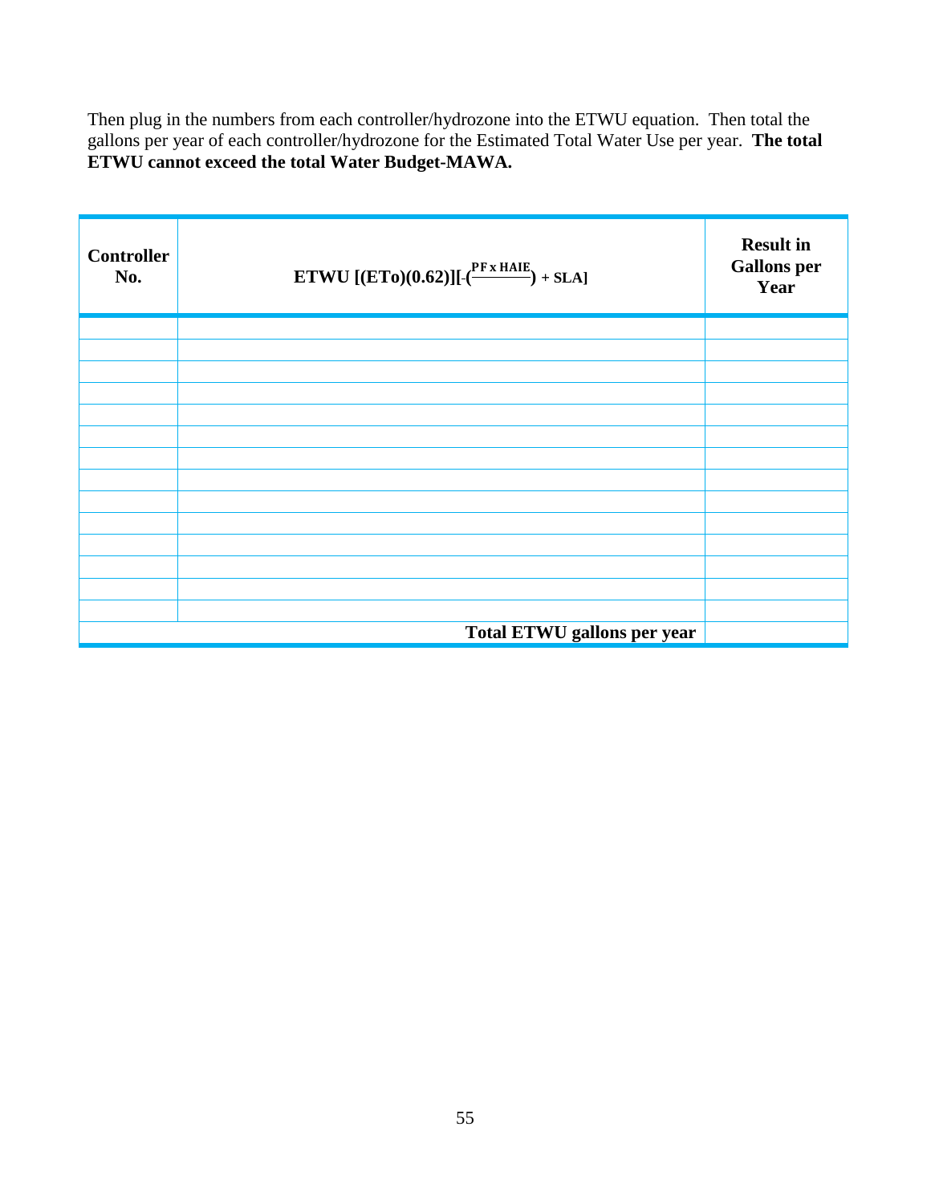Then plug in the numbers from each controller/hydrozone into the ETWU equation. Then total the gallons per year of each controller/hydrozone for the Estimated Total Water Use per year. **The total ETWU cannot exceed the total Water Budget-MAWA.**

| Controller No. | ETWU $[(ETo)(0.62)][-(\frac{PF \times HAIE}{}) + SLA]$ | Result in Gallons per Year |
|---|---|---|
| | | |
| | | |
| | | |
| | | |
| | | |
| | | |
| | | |
| | | |
| | | |
| | | |
| | | |
| | | |
| | | |
| | | |
| | **Total ETWU gallons per year** | |